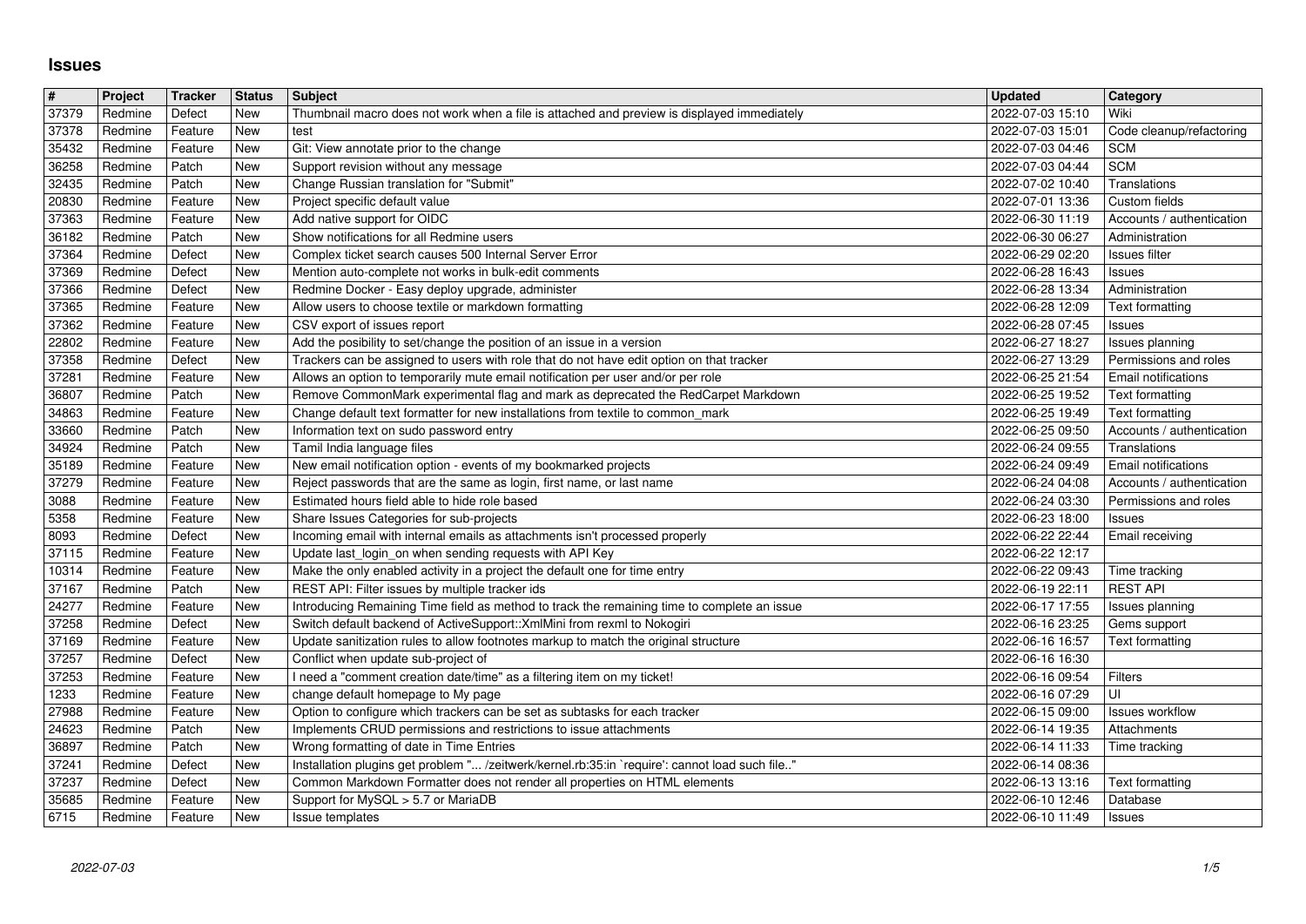# Issues

| # | Project | Tracker | Status | Subject | Updated | Category |
|---|---|---|---|---|---|---|
| 37379 | Redmine | Defect | New | Thumbnail macro does not work when a file is attached and preview is displayed immediately | 2022-07-03 15:10 | Wiki |
| 37378 | Redmine | Feature | New | test | 2022-07-03 15:01 | Code cleanup/refactoring |
| 35432 | Redmine | Feature | New | Git: View annotate prior to the change | 2022-07-03 04:46 | SCM |
| 36258 | Redmine | Patch | New | Support revision without any message | 2022-07-03 04:44 | SCM |
| 32435 | Redmine | Patch | New | Change Russian translation for "Submit" | 2022-07-02 10:40 | Translations |
| 20830 | Redmine | Feature | New | Project specific default value | 2022-07-01 13:36 | Custom fields |
| 37363 | Redmine | Feature | New | Add native support for OIDC | 2022-06-30 11:19 | Accounts / authentication |
| 36182 | Redmine | Patch | New | Show notifications for all Redmine users | 2022-06-30 06:27 | Administration |
| 37364 | Redmine | Defect | New | Complex ticket search causes 500 Internal Server Error | 2022-06-29 02:20 | Issues filter |
| 37369 | Redmine | Defect | New | Mention auto-complete not works in bulk-edit comments | 2022-06-28 16:43 | Issues |
| 37366 | Redmine | Defect | New | Redmine Docker - Easy deploy upgrade, administer | 2022-06-28 13:34 | Administration |
| 37365 | Redmine | Feature | New | Allow users to choose textile or markdown formatting | 2022-06-28 12:09 | Text formatting |
| 37362 | Redmine | Feature | New | CSV export of issues report | 2022-06-28 07:45 | Issues |
| 22802 | Redmine | Feature | New | Add the posibility to set/change the position of an issue in a version | 2022-06-27 18:27 | Issues planning |
| 37358 | Redmine | Defect | New | Trackers can be assigned to users with role that do not have edit option on that tracker | 2022-06-27 13:29 | Permissions and roles |
| 37281 | Redmine | Feature | New | Allows an option to temporarily mute email notification per user and/or per role | 2022-06-25 21:54 | Email notifications |
| 36807 | Redmine | Patch | New | Remove CommonMark experimental flag and mark as deprecated the RedCarpet Markdown | 2022-06-25 19:52 | Text formatting |
| 34863 | Redmine | Feature | New | Change default text formatter for new installations from textile to common_mark | 2022-06-25 19:49 | Text formatting |
| 33660 | Redmine | Patch | New | Information text on sudo password entry | 2022-06-25 09:50 | Accounts / authentication |
| 34924 | Redmine | Patch | New | Tamil India language files | 2022-06-24 09:55 | Translations |
| 35189 | Redmine | Feature | New | New email notification option - events of my bookmarked projects | 2022-06-24 09:49 | Email notifications |
| 37279 | Redmine | Feature | New | Reject passwords that are the same as login, first name, or last name | 2022-06-24 04:08 | Accounts / authentication |
| 3088 | Redmine | Feature | New | Estimated hours field able to hide role based | 2022-06-24 03:30 | Permissions and roles |
| 5358 | Redmine | Feature | New | Share Issues Categories for sub-projects | 2022-06-23 18:00 | Issues |
| 8093 | Redmine | Defect | New | Incoming email with internal emails as attachments isn't processed properly | 2022-06-22 22:44 | Email receiving |
| 37115 | Redmine | Feature | New | Update last_login_on when sending requests with API Key | 2022-06-22 12:17 | |
| 10314 | Redmine | Feature | New | Make the only enabled activity in a project the default one for time entry | 2022-06-22 09:43 | Time tracking |
| 37167 | Redmine | Patch | New | REST API: Filter issues by multiple tracker ids | 2022-06-19 22:11 | REST API |
| 24277 | Redmine | Feature | New | Introducing Remaining Time field as method to track the remaining time to complete an issue | 2022-06-17 17:55 | Issues planning |
| 37258 | Redmine | Defect | New | Switch default backend of ActiveSupport::XmlMini from rexml to Nokogiri | 2022-06-16 23:25 | Gems support |
| 37169 | Redmine | Feature | New | Update sanitization rules to allow footnotes markup to match the original structure | 2022-06-16 16:57 | Text formatting |
| 37257 | Redmine | Defect | New | Conflict when update sub-project of | 2022-06-16 16:30 | |
| 37253 | Redmine | Feature | New | I need a "comment creation date/time" as a filtering item on my ticket! | 2022-06-16 09:54 | Filters |
| 1233 | Redmine | Feature | New | change default homepage to My page | 2022-06-16 07:29 | UI |
| 27988 | Redmine | Feature | New | Option to configure which trackers can be set as subtasks for each tracker | 2022-06-15 09:00 | Issues workflow |
| 24623 | Redmine | Patch | New | Implements CRUD permissions and restrictions to issue attachments | 2022-06-14 19:35 | Attachments |
| 36897 | Redmine | Patch | New | Wrong formatting of date in Time Entries | 2022-06-14 11:33 | Time tracking |
| 37241 | Redmine | Defect | New | Installation plugins get problem "... /zeitwerk/kernel.rb:35:in `require': cannot load such file.." | 2022-06-14 08:36 | |
| 37237 | Redmine | Defect | New | Common Markdown Formatter does not render all properties on HTML elements | 2022-06-13 13:16 | Text formatting |
| 35685 | Redmine | Feature | New | Support for MySQL > 5.7 or MariaDB | 2022-06-10 12:46 | Database |
| 6715 | Redmine | Feature | New | Issue templates | 2022-06-10 11:49 | Issues |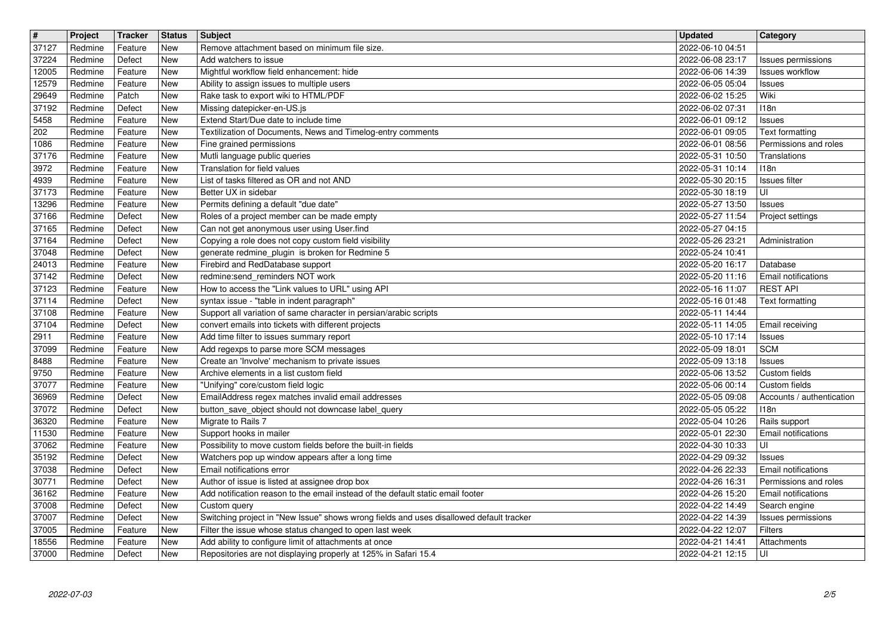| # | Project | Tracker | Status | Subject | Updated | Category |
|---|---|---|---|---|---|---|
| 37127 | Redmine | Feature | New | Remove attachment based on minimum file size. | 2022-06-10 04:51 | |
| 37224 | Redmine | Defect | New | Add watchers to issue | 2022-06-08 23:17 | Issues permissions |
| 12005 | Redmine | Feature | New | Mightful workflow field enhancement: hide | 2022-06-06 14:39 | Issues workflow |
| 12579 | Redmine | Feature | New | Ability to assign issues to multiple users | 2022-06-05 05:04 | Issues |
| 29649 | Redmine | Patch | New | Rake task to export wiki to HTML/PDF | 2022-06-02 15:25 | Wiki |
| 37192 | Redmine | Defect | New | Missing datepicker-en-US.js | 2022-06-02 07:31 | I18n |
| 5458 | Redmine | Feature | New | Extend Start/Due date to include time | 2022-06-01 09:12 | Issues |
| 202 | Redmine | Feature | New | Textilization of Documents, News and Timelog-entry comments | 2022-06-01 09:05 | Text formatting |
| 1086 | Redmine | Feature | New | Fine grained permissions | 2022-06-01 08:56 | Permissions and roles |
| 37176 | Redmine | Feature | New | Mutli language public queries | 2022-05-31 10:50 | Translations |
| 3972 | Redmine | Feature | New | Translation for field values | 2022-05-31 10:14 | I18n |
| 4939 | Redmine | Feature | New | List of tasks filtered as OR and not AND | 2022-05-30 20:15 | Issues filter |
| 37173 | Redmine | Feature | New | Better UX in sidebar | 2022-05-30 18:19 | UI |
| 13296 | Redmine | Feature | New | Permits defining a default "due date" | 2022-05-27 13:50 | Issues |
| 37166 | Redmine | Defect | New | Roles of a project member can be made empty | 2022-05-27 11:54 | Project settings |
| 37165 | Redmine | Defect | New | Can not get anonymous user using User.find | 2022-05-27 04:15 | |
| 37164 | Redmine | Defect | New | Copying a role does not copy custom field visibility | 2022-05-26 23:21 | Administration |
| 37048 | Redmine | Defect | New | generate redmine_plugin is broken for Redmine 5 | 2022-05-24 10:41 | |
| 24013 | Redmine | Feature | New | Firebird and RedDatabase support | 2022-05-20 16:17 | Database |
| 37142 | Redmine | Defect | New | redmine:send_reminders NOT work | 2022-05-20 11:16 | Email notifications |
| 37123 | Redmine | Feature | New | How to access the "Link values to URL" using API | 2022-05-16 11:07 | REST API |
| 37114 | Redmine | Defect | New | syntax issue - "table in indent paragraph" | 2022-05-16 01:48 | Text formatting |
| 37108 | Redmine | Feature | New | Support all variation of same character in persian/arabic scripts | 2022-05-11 14:44 | |
| 37104 | Redmine | Defect | New | convert emails into tickets with different projects | 2022-05-11 14:05 | Email receiving |
| 2911 | Redmine | Feature | New | Add time filter to issues summary report | 2022-05-10 17:14 | Issues |
| 37099 | Redmine | Feature | New | Add regexps to parse more SCM messages | 2022-05-09 18:01 | SCM |
| 8488 | Redmine | Feature | New | Create an 'Involve' mechanism to private issues | 2022-05-09 13:18 | Issues |
| 9750 | Redmine | Feature | New | Archive elements in a list custom field | 2022-05-06 13:52 | Custom fields |
| 37077 | Redmine | Feature | New | "Unifying" core/custom field logic | 2022-05-06 00:14 | Custom fields |
| 36969 | Redmine | Defect | New | EmailAddress regex matches invalid email addresses | 2022-05-05 09:08 | Accounts / authentication |
| 37072 | Redmine | Defect | New | button_save_object should not downcase label_query | 2022-05-05 05:22 | I18n |
| 36320 | Redmine | Feature | New | Migrate to Rails 7 | 2022-05-04 10:26 | Rails support |
| 11530 | Redmine | Feature | New | Support hooks in mailer | 2022-05-01 22:30 | Email notifications |
| 37062 | Redmine | Feature | New | Possibility to move custom fields before the built-in fields | 2022-04-30 10:33 | UI |
| 35192 | Redmine | Defect | New | Watchers pop up window appears after a long time | 2022-04-29 09:32 | Issues |
| 37038 | Redmine | Defect | New | Email notifications error | 2022-04-26 22:33 | Email notifications |
| 30771 | Redmine | Defect | New | Author of issue is listed at assignee drop box | 2022-04-26 16:31 | Permissions and roles |
| 36162 | Redmine | Feature | New | Add notification reason to the email instead of the default static email footer | 2022-04-26 15:20 | Email notifications |
| 37008 | Redmine | Defect | New | Custom query | 2022-04-22 14:49 | Search engine |
| 37007 | Redmine | Defect | New | Switching project in "New Issue" shows wrong fields and uses disallowed default tracker | 2022-04-22 14:39 | Issues permissions |
| 37005 | Redmine | Feature | New | Filter the issue whose status changed to open last week | 2022-04-22 12:07 | Filters |
| 18556 | Redmine | Feature | New | Add ability to configure limit of attachments at once | 2022-04-21 14:41 | Attachments |
| 37000 | Redmine | Defect | New | Repositories are not displaying properly at 125% in Safari 15.4 | 2022-04-21 12:15 | UI |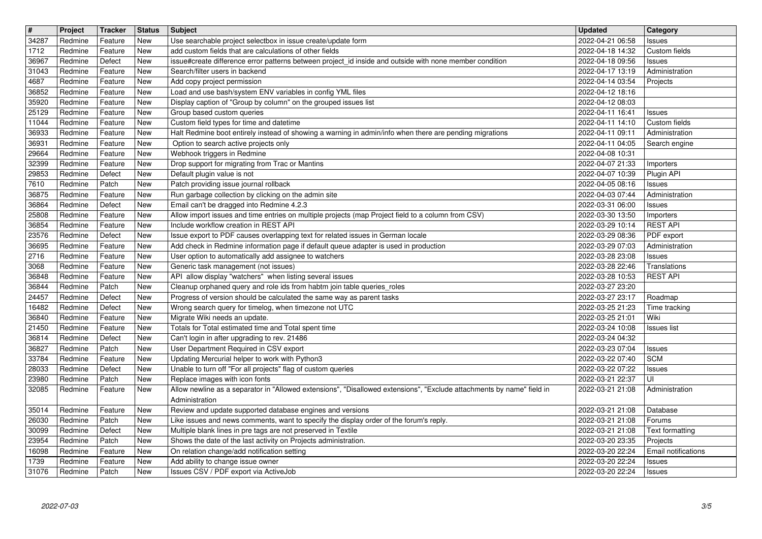| # | Project | Tracker | Status | Subject | Updated | Category |
| --- | --- | --- | --- | --- | --- | --- |
| 34287 | Redmine | Feature | New | Use searchable project selectbox in issue create/update form | 2022-04-21 06:58 | Issues |
| 1712 | Redmine | Feature | New | add custom fields that are calculations of other fields | 2022-04-18 14:32 | Custom fields |
| 36967 | Redmine | Defect | New | issue#create difference error patterns between project_id inside and outside with none member condition | 2022-04-18 09:56 | Issues |
| 31043 | Redmine | Feature | New | Search/filter users in backend | 2022-04-17 13:19 | Administration |
| 4687 | Redmine | Feature | New | Add copy project permission | 2022-04-14 03:54 | Projects |
| 36852 | Redmine | Feature | New | Load and use bash/system ENV variables in config YML files | 2022-04-12 18:16 | |
| 35920 | Redmine | Feature | New | Display caption of "Group by column" on the grouped issues list | 2022-04-12 08:03 | |
| 25129 | Redmine | Feature | New | Group based custom queries | 2022-04-11 16:41 | Issues |
| 11044 | Redmine | Feature | New | Custom field types for time and datetime | 2022-04-11 14:10 | Custom fields |
| 36933 | Redmine | Feature | New | Halt Redmine boot entirely instead of showing a warning in admin/info when there are pending migrations | 2022-04-11 09:11 | Administration |
| 36931 | Redmine | Feature | New | Option to search active projects only | 2022-04-11 04:05 | Search engine |
| 29664 | Redmine | Feature | New | Webhook triggers in Redmine | 2022-04-08 10:31 | |
| 32399 | Redmine | Feature | New | Drop support for migrating from Trac or Mantins | 2022-04-07 21:33 | Importers |
| 29853 | Redmine | Defect | New | Default plugin value is not | 2022-04-07 10:39 | Plugin API |
| 7610 | Redmine | Patch | New | Patch providing issue journal rollback | 2022-04-05 08:16 | Issues |
| 36875 | Redmine | Feature | New | Run garbage collection by clicking on the admin site | 2022-04-03 07:44 | Administration |
| 36864 | Redmine | Defect | New | Email can't be dragged into Redmine 4.2.3 | 2022-03-31 06:00 | Issues |
| 25808 | Redmine | Feature | New | Allow import issues and time entries on multiple projects (map Project field to a column from CSV) | 2022-03-30 13:50 | Importers |
| 36854 | Redmine | Feature | New | Include workflow creation in REST API | 2022-03-29 10:14 | REST API |
| 23576 | Redmine | Defect | New | Issue export to PDF causes overlapping text for related issues in German locale | 2022-03-29 08:36 | PDF export |
| 36695 | Redmine | Feature | New | Add check in Redmine information page if default queue adapter is used in production | 2022-03-29 07:03 | Administration |
| 2716 | Redmine | Feature | New | User option to automatically add assignee to watchers | 2022-03-28 23:08 | Issues |
| 3068 | Redmine | Feature | New | Generic task management (not issues) | 2022-03-28 22:46 | Translations |
| 36848 | Redmine | Feature | New | API allow display "watchers" when listing several issues | 2022-03-28 10:53 | REST API |
| 36844 | Redmine | Patch | New | Cleanup orphaned query and role ids from habtm join table queries_roles | 2022-03-27 23:20 | |
| 24457 | Redmine | Defect | New | Progress of version should be calculated the same way as parent tasks | 2022-03-27 23:17 | Roadmap |
| 16482 | Redmine | Defect | New | Wrong search query for timelog, when timezone not UTC | 2022-03-25 21:23 | Time tracking |
| 36840 | Redmine | Feature | New | Migrate Wiki needs an update. | 2022-03-25 21:01 | Wiki |
| 21450 | Redmine | Feature | New | Totals for Total estimated time and Total spent time | 2022-03-24 10:08 | Issues list |
| 36814 | Redmine | Defect | New | Can't login in after upgrading to rev. 21486 | 2022-03-24 04:32 | |
| 36827 | Redmine | Patch | New | User Department Required in CSV export | 2022-03-23 07:04 | Issues |
| 33784 | Redmine | Feature | New | Updating Mercurial helper to work with Python3 | 2022-03-22 07:40 | SCM |
| 28033 | Redmine | Defect | New | Unable to turn off "For all projects" flag of custom queries | 2022-03-22 07:22 | Issues |
| 23980 | Redmine | Patch | New | Replace images with icon fonts | 2022-03-21 22:37 | UI |
| 32085 | Redmine | Feature | New | Allow newline as a separator in "Allowed extensions", "Disallowed extensions", "Exclude attachments by name" field in Administration | 2022-03-21 21:08 | Administration |
| 35014 | Redmine | Feature | New | Review and update supported database engines and versions | 2022-03-21 21:08 | Database |
| 26030 | Redmine | Patch | New | Like issues and news comments, want to specify the display order of the forum's reply. | 2022-03-21 21:08 | Forums |
| 30099 | Redmine | Defect | New | Multiple blank lines in pre tags are not preserved in Textile | 2022-03-21 21:08 | Text formatting |
| 23954 | Redmine | Patch | New | Shows the date of the last activity on Projects administration. | 2022-03-20 23:35 | Projects |
| 16098 | Redmine | Feature | New | On relation change/add notification setting | 2022-03-20 22:24 | Email notifications |
| 1739 | Redmine | Feature | New | Add ability to change issue owner | 2022-03-20 22:24 | Issues |
| 31076 | Redmine | Patch | New | Issues CSV / PDF export via ActiveJob | 2022-03-20 22:24 | Issues |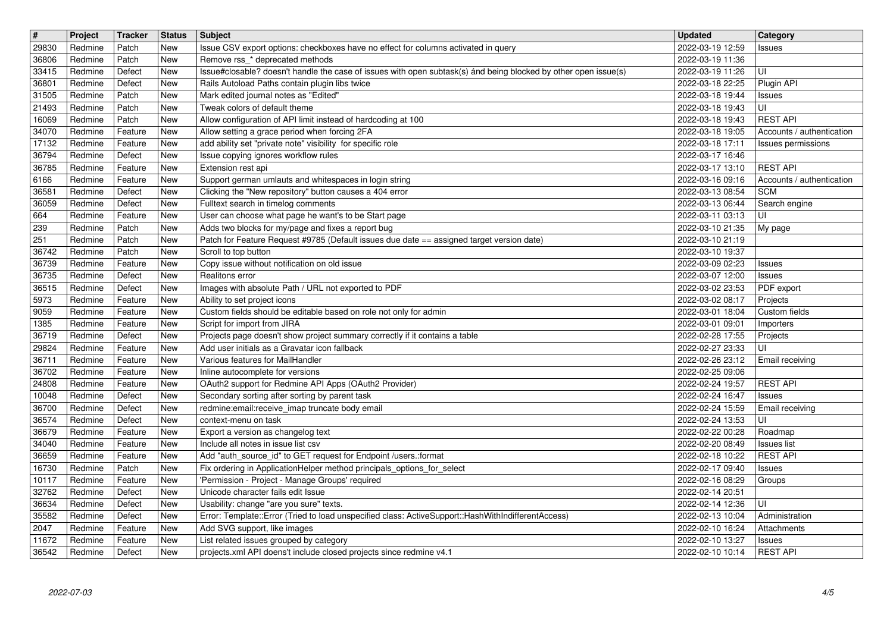| # | Project | Tracker | Status | Subject | Updated | Category |
|---|---|---|---|---|---|---|
| 29830 | Redmine | Patch | New | Issue CSV export options: checkboxes have no effect for columns activated in query | 2022-03-19 12:59 | Issues |
| 36806 | Redmine | Patch | New | Remove rss_* deprecated methods | 2022-03-19 11:36 | |
| 33415 | Redmine | Defect | New | Issue#closable? doesn't handle the case of issues with open subtask(s) ánd being blocked by other open issue(s) | 2022-03-19 11:26 | UI |
| 36801 | Redmine | Defect | New | Rails Autoload Paths contain plugin libs twice | 2022-03-18 22:25 | Plugin API |
| 31505 | Redmine | Patch | New | Mark edited journal notes as "Edited" | 2022-03-18 19:44 | Issues |
| 21493 | Redmine | Patch | New | Tweak colors of default theme | 2022-03-18 19:43 | UI |
| 16069 | Redmine | Patch | New | Allow configuration of API limit instead of hardcoding at 100 | 2022-03-18 19:43 | REST API |
| 34070 | Redmine | Feature | New | Allow setting a grace period when forcing 2FA | 2022-03-18 19:05 | Accounts / authentication |
| 17132 | Redmine | Feature | New | add ability set "private note" visibility for specific role | 2022-03-18 17:11 | Issues permissions |
| 36794 | Redmine | Defect | New | Issue copying ignores workflow rules | 2022-03-17 16:46 | |
| 36785 | Redmine | Feature | New | Extension rest api | 2022-03-17 13:10 | REST API |
| 6166 | Redmine | Feature | New | Support german umlauts and whitespaces in login string | 2022-03-16 09:16 | Accounts / authentication |
| 36581 | Redmine | Defect | New | Clicking the "New repository" button causes a 404 error | 2022-03-13 08:54 | SCM |
| 36059 | Redmine | Defect | New | Fulltext search in timelog comments | 2022-03-13 06:44 | Search engine |
| 664 | Redmine | Feature | New | User can choose what page he want's to be Start page | 2022-03-11 03:13 | UI |
| 239 | Redmine | Patch | New | Adds two blocks for my/page and fixes a report bug | 2022-03-10 21:35 | My page |
| 251 | Redmine | Patch | New | Patch for Feature Request #9785 (Default issues due date == assigned target version date) | 2022-03-10 21:19 | |
| 36742 | Redmine | Patch | New | Scroll to top button | 2022-03-10 19:37 | |
| 36739 | Redmine | Feature | New | Copy issue without notification on old issue | 2022-03-09 02:23 | Issues |
| 36735 | Redmine | Defect | New | Realitons error | 2022-03-07 12:00 | Issues |
| 36515 | Redmine | Defect | New | Images with absolute Path / URL not exported to PDF | 2022-03-02 23:53 | PDF export |
| 5973 | Redmine | Feature | New | Ability to set project icons | 2022-03-02 08:17 | Projects |
| 9059 | Redmine | Feature | New | Custom fields should be editable based on role not only for admin | 2022-03-01 18:04 | Custom fields |
| 1385 | Redmine | Feature | New | Script for import from JIRA | 2022-03-01 09:01 | Importers |
| 36719 | Redmine | Defect | New | Projects page doesn't show project summary correctly if it contains a table | 2022-02-28 17:55 | Projects |
| 29824 | Redmine | Feature | New | Add user initials as a Gravatar icon fallback | 2022-02-27 23:33 | UI |
| 36711 | Redmine | Feature | New | Various features for MailHandler | 2022-02-26 23:12 | Email receiving |
| 36702 | Redmine | Feature | New | Inline autocomplete for versions | 2022-02-25 09:06 | |
| 24808 | Redmine | Feature | New | OAuth2 support for Redmine API Apps (OAuth2 Provider) | 2022-02-24 19:57 | REST API |
| 10048 | Redmine | Defect | New | Secondary sorting after sorting by parent task | 2022-02-24 16:47 | Issues |
| 36700 | Redmine | Defect | New | redmine:email:receive_imap truncate body email | 2022-02-24 15:59 | Email receiving |
| 36574 | Redmine | Defect | New | context-menu on task | 2022-02-24 13:53 | UI |
| 36679 | Redmine | Feature | New | Export a version as changelog text | 2022-02-22 00:28 | Roadmap |
| 34040 | Redmine | Feature | New | Include all notes in issue list csv | 2022-02-20 08:49 | Issues list |
| 36659 | Redmine | Feature | New | Add "auth_source_id" to GET request for Endpoint /users.:format | 2022-02-18 10:22 | REST API |
| 16730 | Redmine | Patch | New | Fix ordering in ApplicationHelper method principals_options_for_select | 2022-02-17 09:40 | Issues |
| 10117 | Redmine | Feature | New | 'Permission - Project - Manage Groups' required | 2022-02-16 08:29 | Groups |
| 32762 | Redmine | Defect | New | Unicode character fails edit Issue | 2022-02-14 20:51 | |
| 36634 | Redmine | Defect | New | Usability: change "are you sure" texts. | 2022-02-14 12:36 | UI |
| 35582 | Redmine | Defect | New | Error: Template::Error (Tried to load unspecified class: ActiveSupport::HashWithIndifferentAccess) | 2022-02-13 10:04 | Administration |
| 2047 | Redmine | Feature | New | Add SVG support, like images | 2022-02-10 16:24 | Attachments |
| 11672 | Redmine | Feature | New | List related issues grouped by category | 2022-02-10 13:27 | Issues |
| 36542 | Redmine | Defect | New | projects.xml API doesn't include closed projects since redmine v4.1 | 2022-02-10 10:14 | REST API |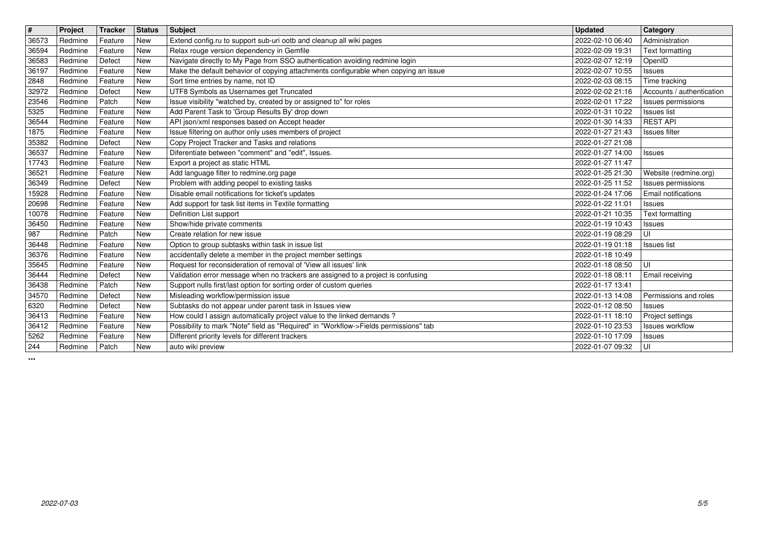| # | Project | Tracker | Status | Subject | Updated | Category |
| --- | --- | --- | --- | --- | --- | --- |
| 36573 | Redmine | Feature | New | Extend config.ru to support sub-uri ootb and cleanup all wiki pages | 2022-02-10 06:40 | Administration |
| 36594 | Redmine | Feature | New | Relax rouge version dependency in Gemfile | 2022-02-09 19:31 | Text formatting |
| 36583 | Redmine | Defect | New | Navigate directly to My Page from SSO authentication avoiding redmine login | 2022-02-07 12:19 | OpenID |
| 36197 | Redmine | Feature | New | Make the default behavior of copying attachments configurable when copying an issue | 2022-02-07 10:55 | Issues |
| 2848 | Redmine | Feature | New | Sort time entries by name, not ID | 2022-02-03 08:15 | Time tracking |
| 32972 | Redmine | Defect | New | UTF8 Symbols as Usernames get Truncated | 2022-02-02 21:16 | Accounts / authentication |
| 23546 | Redmine | Patch | New | Issue visibility "watched by, created by or assigned to" for roles | 2022-02-01 17:22 | Issues permissions |
| 5325 | Redmine | Feature | New | Add Parent Task to 'Group Results By' drop down | 2022-01-31 10:22 | Issues list |
| 36544 | Redmine | Feature | New | API json/xml responses based on Accept header | 2022-01-30 14:33 | REST API |
| 1875 | Redmine | Feature | New | Issue filtering on author only uses members of project | 2022-01-27 21:43 | Issues filter |
| 35382 | Redmine | Defect | New | Copy Project Tracker and Tasks and relations | 2022-01-27 21:08 | |
| 36537 | Redmine | Feature | New | Diferentiate between "comment" and "edit", Issues. | 2022-01-27 14:00 | Issues |
| 17743 | Redmine | Feature | New | Export a project as static HTML | 2022-01-27 11:47 | |
| 36521 | Redmine | Feature | New | Add language filter to redmine.org page | 2022-01-25 21:30 | Website (redmine.org) |
| 36349 | Redmine | Defect | New | Problem with adding peopel to existing tasks | 2022-01-25 11:52 | Issues permissions |
| 15928 | Redmine | Feature | New | Disable email notifications for ticket's updates | 2022-01-24 17:06 | Email notifications |
| 20698 | Redmine | Feature | New | Add support for task list items in Textile formatting | 2022-01-22 11:01 | Issues |
| 10078 | Redmine | Feature | New | Definition List support | 2022-01-21 10:35 | Text formatting |
| 36450 | Redmine | Feature | New | Show/hide private comments | 2022-01-19 10:43 | Issues |
| 987 | Redmine | Patch | New | Create relation for new issue | 2022-01-19 08:29 | UI |
| 36448 | Redmine | Feature | New | Option to group subtasks within task in issue list | 2022-01-19 01:18 | Issues list |
| 36376 | Redmine | Feature | New | accidentally delete a member in the project member settings | 2022-01-18 10:49 | |
| 35645 | Redmine | Feature | New | Request for reconsideration of removal of 'View all issues' link | 2022-01-18 08:50 | UI |
| 36444 | Redmine | Defect | New | Validation error message when no trackers are assigned to a project is confusing | 2022-01-18 08:11 | Email receiving |
| 36438 | Redmine | Patch | New | Support nulls first/last option for sorting order of custom queries | 2022-01-17 13:41 | |
| 34570 | Redmine | Defect | New | Misleading workflow/permission issue | 2022-01-13 14:08 | Permissions and roles |
| 6320 | Redmine | Defect | New | Subtasks do not appear under parent task in Issues view | 2022-01-12 08:50 | Issues |
| 36413 | Redmine | Feature | New | How could I assign automatically project value to the linked demands ? | 2022-01-11 18:10 | Project settings |
| 36412 | Redmine | Feature | New | Possibility to mark "Note" field as "Required" in "Workflow->Fields permissions" tab | 2022-01-10 23:53 | Issues workflow |
| 5262 | Redmine | Feature | New | Different priority levels for different trackers | 2022-01-10 17:09 | Issues |
| 244 | Redmine | Patch | New | auto wiki preview | 2022-01-07 09:32 | UI |

...